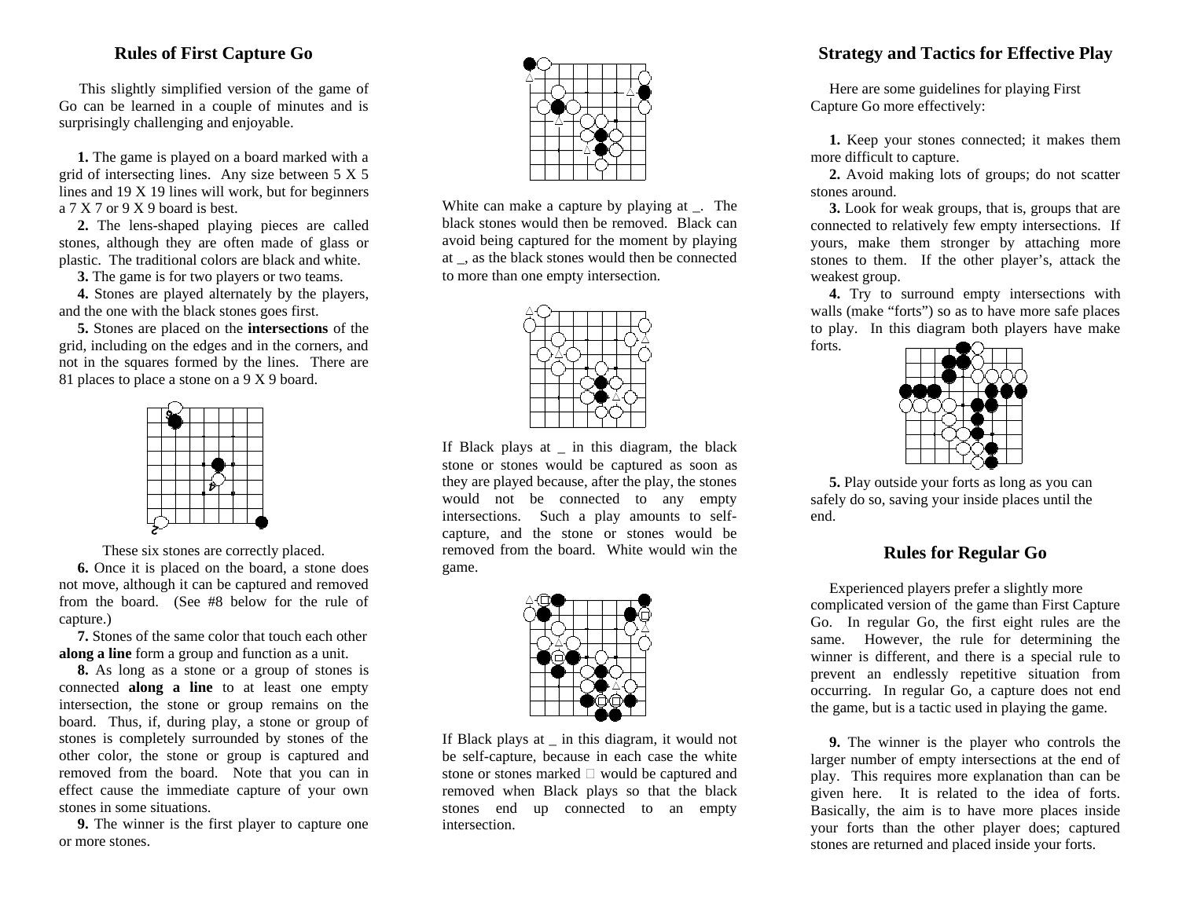## Rules of First Capture Go

This slightly simplified version of the game of Go can be learned in a couple of minutes and is surprisingly challenging and enjoyable.

**1.** The game is played on a board marked with a grid of intersecting lines. Any size between 5 X 5 lines and 19 X 19 lines will work, but for beginners a 7 X 7 or 9 X 9 board is best.

**2.** The lens-shaped playing pieces are called stones, although they are often made of glass or plastic. The traditional colors are black and white.

**3.** The game is for two players or two teams.

**4.** Stones are played alternately by the players, and the one with the black stones goes first.

**5.** Stones are placed on the **intersections** of the grid, including on the edges and in the corners, and not in the squares formed by the lines. There are 81 places to place a stone on a 9 X 9 board.

These six stones are correctly placed.

**6.** Once it is placed on the board, a stone does not move, although it can be captured and removed from the board. (See #8 below for the rule of capture.)

**7.** Stones of the same color that touch each other **along a line** form a group and function as a unit.

**8.** As long as a stone or a group of stones is connected **along a line** to at least one empty intersection, the stone or group remains on the board. Thus, if, during play, a stone or group of stones is completely surrounded by stones of the other color, the stone or group is captured and removed from the board. Note that you can in effect cause the immediate capture of your own stones in some situations.

**9.** The winner is the first player to capture one or more stones.

White can make a capture by playing at _. The black stones would then be removed. Black can avoid being captured for the moment by playing at _, as the black stones would then be connected to more than one empty intersection.

If Black plays at _ in this diagram, the black stone or stones would be captured as soon as they are played because, after the play, the stones would not be connected to any empty intersections. Such a play amounts to self-capture, and the stone or stones would be removed from the board. White would win the game.

If Black plays at _ in this diagram, it would not be self-capture, because in each case the white stone or stones marked □ would be captured and removed when Black plays so that the black stones end up connected to an empty intersection.

## Strategy and Tactics for Effective Play

Here are some guidelines for playing First Capture Go more effectively:

**1.** Keep your stones connected; it makes them more difficult to capture.

**2.** Avoid making lots of groups; do not scatter stones around.

**3.** Look for weak groups, that is, groups that are connected to relatively few empty intersections. If yours, make them stronger by attaching more stones to them. If the other player's, attack the weakest group.

**4.** Try to surround empty intersections with walls (make "forts") so as to have more safe places to play. In this diagram both players have make forts.

**5.** Play outside your forts as long as you can safely do so, saving your inside places until the end.

## Rules for Regular Go

Experienced players prefer a slightly more complicated version of the game than First Capture Go. In regular Go, the first eight rules are the same. However, the rule for determining the winner is different, and there is a special rule to prevent an endlessly repetitive situation from occurring. In regular Go, a capture does not end the game, but is a tactic used in playing the game.

**9.** The winner is the player who controls the larger number of empty intersections at the end of play. This requires more explanation than can be given here. It is related to the idea of forts. Basically, the aim is to have more places inside your forts than the other player does; captured stones are returned and placed inside your forts.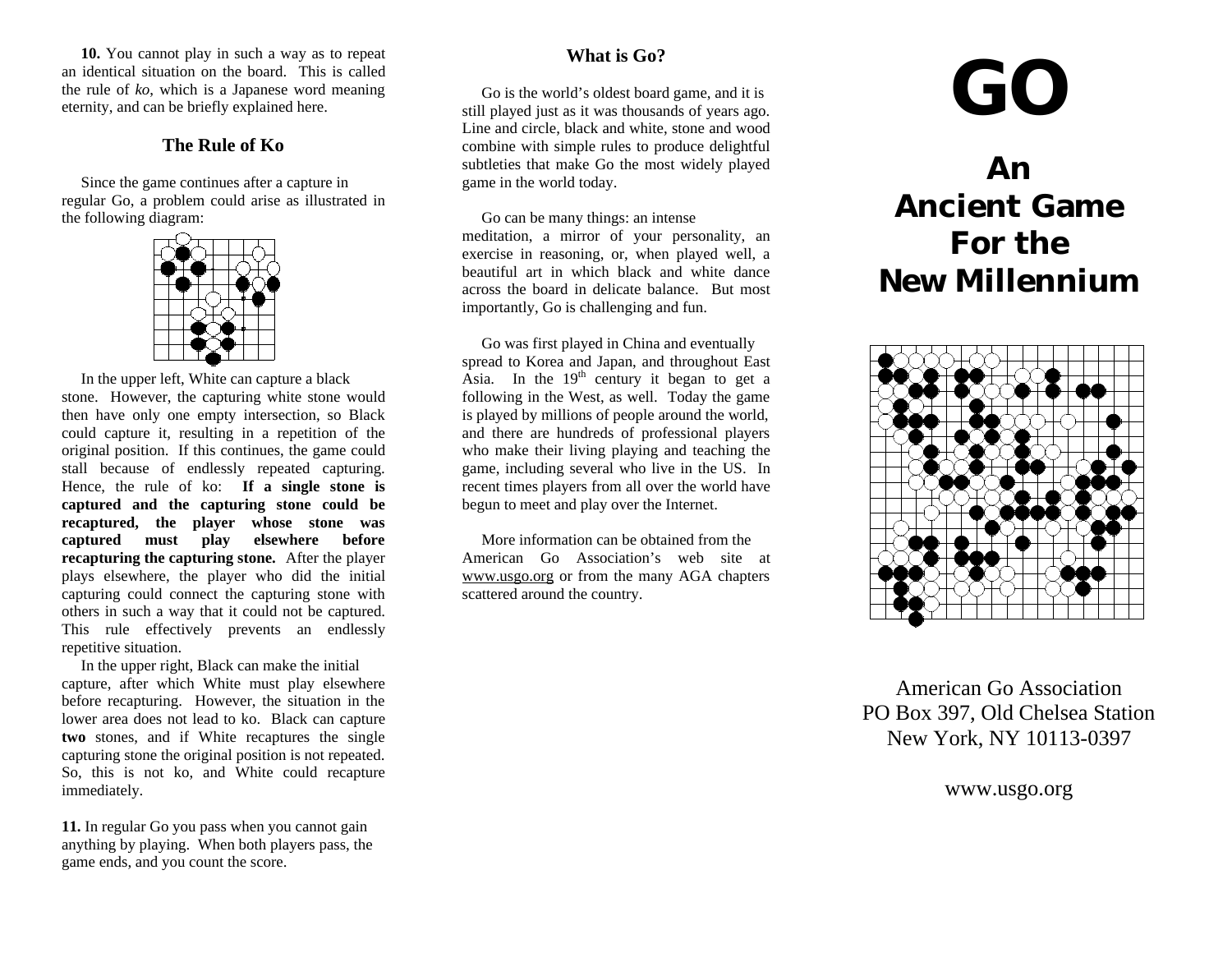**10.** You cannot play in such a way as to repeat an identical situation on the board. This is called the rule of *ko*, which is a Japanese word meaning eternity, and can be briefly explained here.

## The Rule of Ko

Since the game continues after a capture in regular Go, a problem could arise as illustrated in the following diagram:

In the upper left, White can capture a black stone. However, the capturing white stone would then have only one empty intersection, so Black could capture it, resulting in a repetition of the original position. If this continues, the game could stall because of endlessly repeated capturing. Hence, the rule of ko: **If a single stone is captured and the capturing stone could be recaptured, the player whose stone was captured must play elsewhere before recapturing the capturing stone.** After the player plays elsewhere, the player who did the initial capturing could connect the capturing stone with others in such a way that it could not be captured. This rule effectively prevents an endlessly repetitive situation.

In the upper right, Black can make the initial capture, after which White must play elsewhere before recapturing. However, the situation in the lower area does not lead to ko. Black can capture **two** stones, and if White recaptures the single capturing stone the original position is not repeated. So, this is not ko, and White could recapture immediately.

**11.** In regular Go you pass when you cannot gain anything by playing. When both players pass, the game ends, and you count the score.

## What is Go?

Go is the world's oldest board game, and it is still played just as it was thousands of years ago. Line and circle, black and white, stone and wood combine with simple rules to produce delightful subtleties that make Go the most widely played game in the world today.

Go can be many things: an intense meditation, a mirror of your personality, an exercise in reasoning, or, when played well, a beautiful art in which black and white dance across the board in delicate balance. But most importantly, Go is challenging and fun.

Go was first played in China and eventually spread to Korea and Japan, and throughout East Asia. In the 19th century it began to get a following in the West, as well. Today the game is played by millions of people around the world, and there are hundreds of professional players who make their living playing and teaching the game, including several who live in the US. In recent times players from all over the world have begun to meet and play over the Internet.

More information can be obtained from the American Go Association's web site at www.usgo.org or from the many AGA chapters scattered around the country.

# GO

# An Ancient Game For the New Millennium

American Go Association
PO Box 397, Old Chelsea Station
New York, NY 10113-0397

www.usgo.org